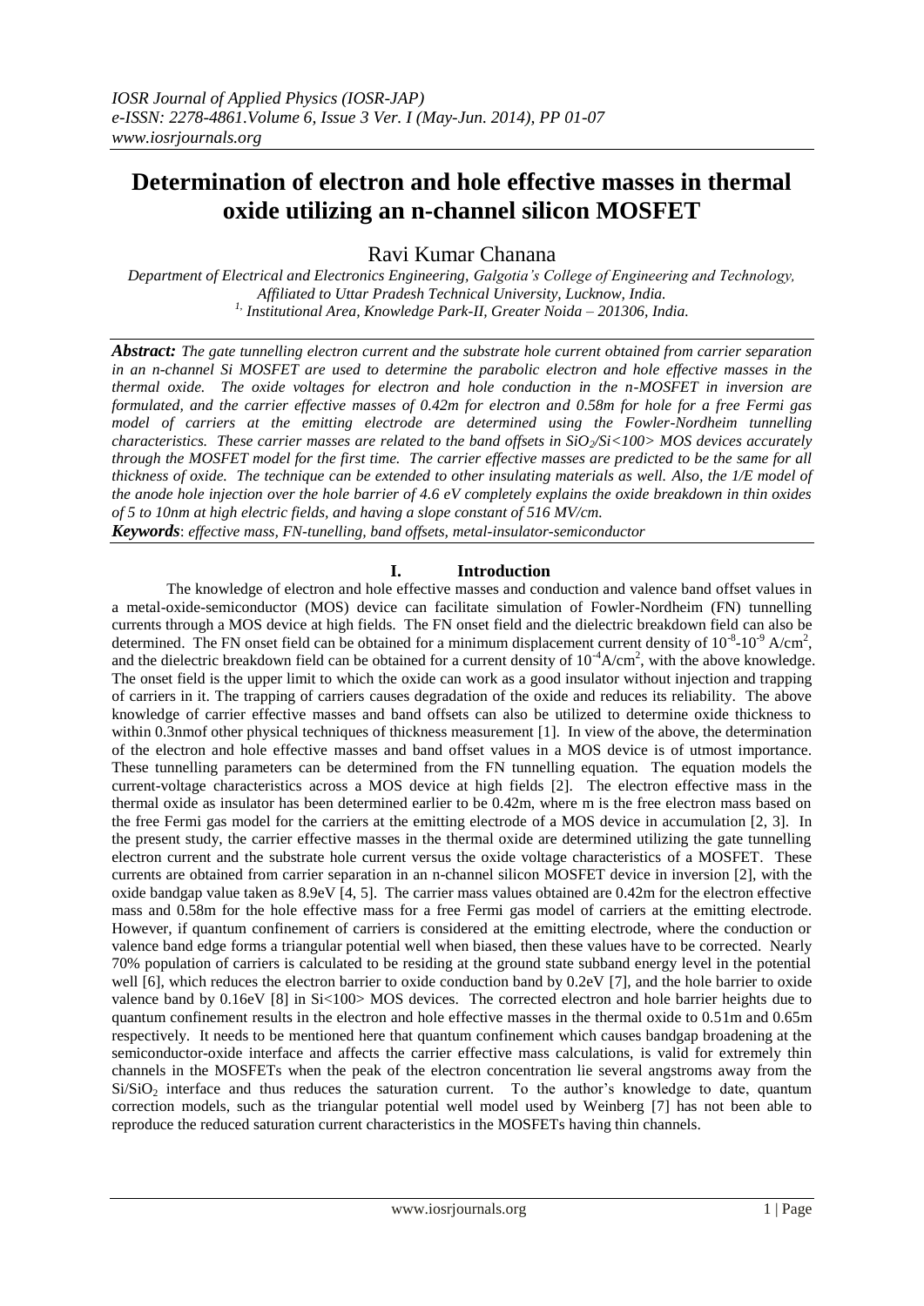# Determination of electron and hole effective masses in thermal oxide utilizing an n-channel silicon MOSFET

Ravi Kumar Chanana

*Department of Electrical and Electronics Engineering, Galgotia's College of Engineering and Technology, Affiliated to Uttar Pradesh Technical University, Lucknow, India.*
*[1], Institutional Area, Knowledge Park-II, Greater Noida – 201306, India.*

***Abstract:*** *The gate tunnelling electron current and the substrate hole current obtained from carrier separation in an n-channel Si MOSFET are used to determine the parabolic electron and hole effective masses in the thermal oxide. The oxide voltages for electron and hole conduction in the n-MOSFET in inversion are formulated, and the carrier effective masses of 0.42m for electron and 0.58m for hole for a free Fermi gas model of carriers at the emitting electrode are determined using the Fowler-Nordheim tunnelling characteristics. These carrier masses are related to the band offsets in $SiO_2$/Si<100> MOS devices accurately through the MOSFET model for the first time. The carrier effective masses are predicted to be the same for all thickness of oxide. The technique can be extended to other insulating materials as well. Also, the 1/E model of the anode hole injection over the hole barrier of 4.6 eV completely explains the oxide breakdown in thin oxides of 5 to 10nm at high electric fields, and having a slope constant of 516 MV/cm.*

***Keywords***: *effective mass, FN-tunelling, band offsets, metal-insulator-semiconductor*

## I. Introduction

The knowledge of electron and hole effective masses and conduction and valence band offset values in a metal-oxide-semiconductor (MOS) device can facilitate simulation of Fowler-Nordheim (FN) tunnelling currents through a MOS device at high fields. The FN onset field and the dielectric breakdown field can also be determined. The FN onset field can be obtained for a minimum displacement current density of $10^{-8}$-$10^{-9}$ A/cm$^2$, and the dielectric breakdown field can be obtained for a current density of $10^{-4}$A/cm$^2$, with the above knowledge. The onset field is the upper limit to which the oxide can work as a good insulator without injection and trapping of carriers in it. The trapping of carriers causes degradation of the oxide and reduces its reliability. The above knowledge of carrier effective masses and band offsets can also be utilized to determine oxide thickness to within 0.3nmof other physical techniques of thickness measurement [1]. In view of the above, the determination of the electron and hole effective masses and band offset values in a MOS device is of utmost importance. These tunnelling parameters can be determined from the FN tunnelling equation. The equation models the current-voltage characteristics across a MOS device at high fields [2]. The electron effective mass in the thermal oxide as insulator has been determined earlier to be 0.42m, where m is the free electron mass based on the free Fermi gas model for the carriers at the emitting electrode of a MOS device in accumulation [2, 3]. In the present study, the carrier effective masses in the thermal oxide are determined utilizing the gate tunnelling electron current and the substrate hole current versus the oxide voltage characteristics of a MOSFET. These currents are obtained from carrier separation in an n-channel silicon MOSFET device in inversion [2], with the oxide bandgap value taken as 8.9eV [4, 5]. The carrier mass values obtained are 0.42m for the electron effective mass and 0.58m for the hole effective mass for a free Fermi gas model of carriers at the emitting electrode. However, if quantum confinement of carriers is considered at the emitting electrode, where the conduction or valence band edge forms a triangular potential well when biased, then these values have to be corrected. Nearly 70% population of carriers is calculated to be residing at the ground state subband energy level in the potential well [6], which reduces the electron barrier to oxide conduction band by 0.2eV [7], and the hole barrier to oxide valence band by 0.16eV [8] in Si<100> MOS devices. The corrected electron and hole barrier heights due to quantum confinement results in the electron and hole effective masses in the thermal oxide to 0.51m and 0.65m respectively. It needs to be mentioned here that quantum confinement which causes bandgap broadening at the semiconductor-oxide interface and affects the carrier effective mass calculations, is valid for extremely thin channels in the MOSFETs when the peak of the electron concentration lie several angstroms away from the $Si/SiO_2$ interface and thus reduces the saturation current. To the author's knowledge to date, quantum correction models, such as the triangular potential well model used by Weinberg [7] has not been able to reproduce the reduced saturation current characteristics in the MOSFETs having thin channels.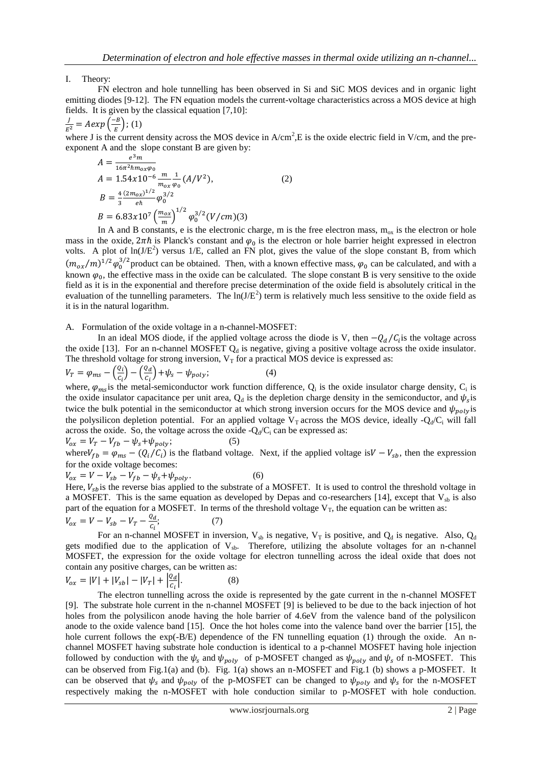I. Theory:

FN electron and hole tunnelling has been observed in Si and SiC MOS devices and in organic light emitting diodes [9-12]. The FN equation models the current-voltage characteristics across a MOS device at high fields. It is given by the classical equation [7,10]:

$$\frac{J}{E^2} = A\exp\left(\frac{-B}{E}\right); \quad (1)$$

where J is the current density across the MOS device in A/cm$^2$,E is the oxide electric field in V/cm, and the pre-exponent A and the slope constant B are given by:

$$A = \frac{e^3 m}{16\pi^2 \hbar m_{ox} \varphi_0}$$

$$A = 1.54x10^{-6} \frac{m}{m_{ox}} \frac{1}{\varphi_0} (A/V^2), \quad (2)$$

$$B = \frac{4}{3} \frac{(2m_{ox})^{1/2}}{e\hbar} \varphi_0^{3/2}$$

$$B = 6.83x10^7 \left(\frac{m_{ox}}{m}\right)^{1/2} \varphi_0^{3/2} (V/cm) \quad (3)$$

In A and B constants, e is the electronic charge, m is the free electron mass, $m_{ox}$ is the electron or hole mass in the oxide, $2\pi\hbar$ is Planck's constant and $\varphi_0$ is the electron or hole barrier height expressed in electron volts. A plot of $\ln(J/E^2)$ versus 1/E, called an FN plot, gives the value of the slope constant B, from which $(m_{ox}/m)^{1/2}\varphi_0^{3/2}$ product can be obtained. Then, with a known effective mass, $\varphi_0$ can be calculated, and with a known $\varphi_0$, the effective mass in the oxide can be calculated. The slope constant B is very sensitive to the oxide field as it is in the exponential and therefore precise determination of the oxide field is absolutely critical in the evaluation of the tunnelling parameters. The $\ln(J/E^2)$ term is relatively much less sensitive to the oxide field as it is in the natural logarithm.

A. Formulation of the oxide voltage in a n-channel-MOSFET:

In an ideal MOS diode, if the applied voltage across the diode is V, then $-Q_d/C_i$ is the voltage across the oxide [13]. For an n-channel MOSFET $Q_d$ is negative, giving a positive voltage across the oxide insulator. The threshold voltage for strong inversion, $V_T$ for a practical MOS device is expressed as:

$$V_T = \varphi_{ms} - \left(\frac{Q_i}{C_i}\right) - \left(\frac{Q_d}{C_i}\right) + \psi_s - \psi_{poly}; \quad (4)$$

where, $\varphi_{ms}$ is the metal-semiconductor work function difference, $Q_i$ is the oxide insulator charge density, $C_i$ is the oxide insulator capacitance per unit area, $Q_d$ is the depletion charge density in the semiconductor, and $\psi_s$ is twice the bulk potential in the semiconductor at which strong inversion occurs for the MOS device and $\psi_{poly}$ is the polysilicon depletion potential. For an applied voltage $V_T$ across the MOS device, ideally $-Q_d/C_i$ will fall across the oxide. So, the voltage across the oxide $-Q_d/C_i$ can be expressed as:

$$V_{ox} = V_T - V_{fb} - \psi_s + \psi_{poly}; \quad (5)$$

where $V_{fb} = \varphi_{ms} - (Q_i/C_i)$ is the flatband voltage. Next, if the applied voltage is $V - V_{sb}$, then the expression for the oxide voltage becomes:

$$V_{ox} = V - V_{sb} - V_{fb} - \psi_s + \psi_{poly}. \quad (6)$$

Here, $V_{sb}$ is the reverse bias applied to the substrate of a MOSFET. It is used to control the threshold voltage in a MOSFET. This is the same equation as developed by Depas and co-researchers [14], except that $V_{sb}$ is also part of the equation for a MOSFET. In terms of the threshold voltage $V_T$, the equation can be written as:

$$V_{ox} = V - V_{sb} - V_T - \frac{Q_d}{C_i}; \quad (7)$$

For an n-channel MOSFET in inversion, $V_{sb}$ is negative, $V_T$ is positive, and $Q_d$ is negative. Also, $Q_d$ gets modified due to the application of $V_{sb}$. Therefore, utilizing the absolute voltages for an n-channel MOSFET, the expression for the oxide voltage for electron tunnelling across the ideal oxide that does not contain any positive charges, can be written as:

$$V_{ox} = |V| + |V_{sb}| - |V_T| + \left|\frac{Q_d}{C_i}\right|. \quad (8)$$

The electron tunnelling across the oxide is represented by the gate current in the n-channel MOSFET [9]. The substrate hole current in the n-channel MOSFET [9] is believed to be due to the back injection of hot holes from the polysilicon anode having the hole barrier of 4.6eV from the valence band of the polysilicon anode to the oxide valence band [15]. Once the hot holes come into the valence band over the barrier [15], the hole current follows the exp(-B/E) dependence of the FN tunnelling equation (1) through the oxide. An n-channel MOSFET having substrate hole conduction is identical to a p-channel MOSFET having hole injection followed by conduction with the $\psi_s$ and $\psi_{poly}$ of p-MOSFET changed as $\psi_{poly}$ and $\psi_s$ of n-MOSFET. This can be observed from Fig.1(a) and (b). Fig. 1(a) shows an n-MOSFET and Fig.1 (b) shows a p-MOSFET. It can be observed that $\psi_s$ and $\psi_{poly}$ of the p-MOSFET can be changed to $\psi_{poly}$ and $\psi_s$ for the n-MOSFET respectively making the n-MOSFET with hole conduction similar to p-MOSFET with hole conduction.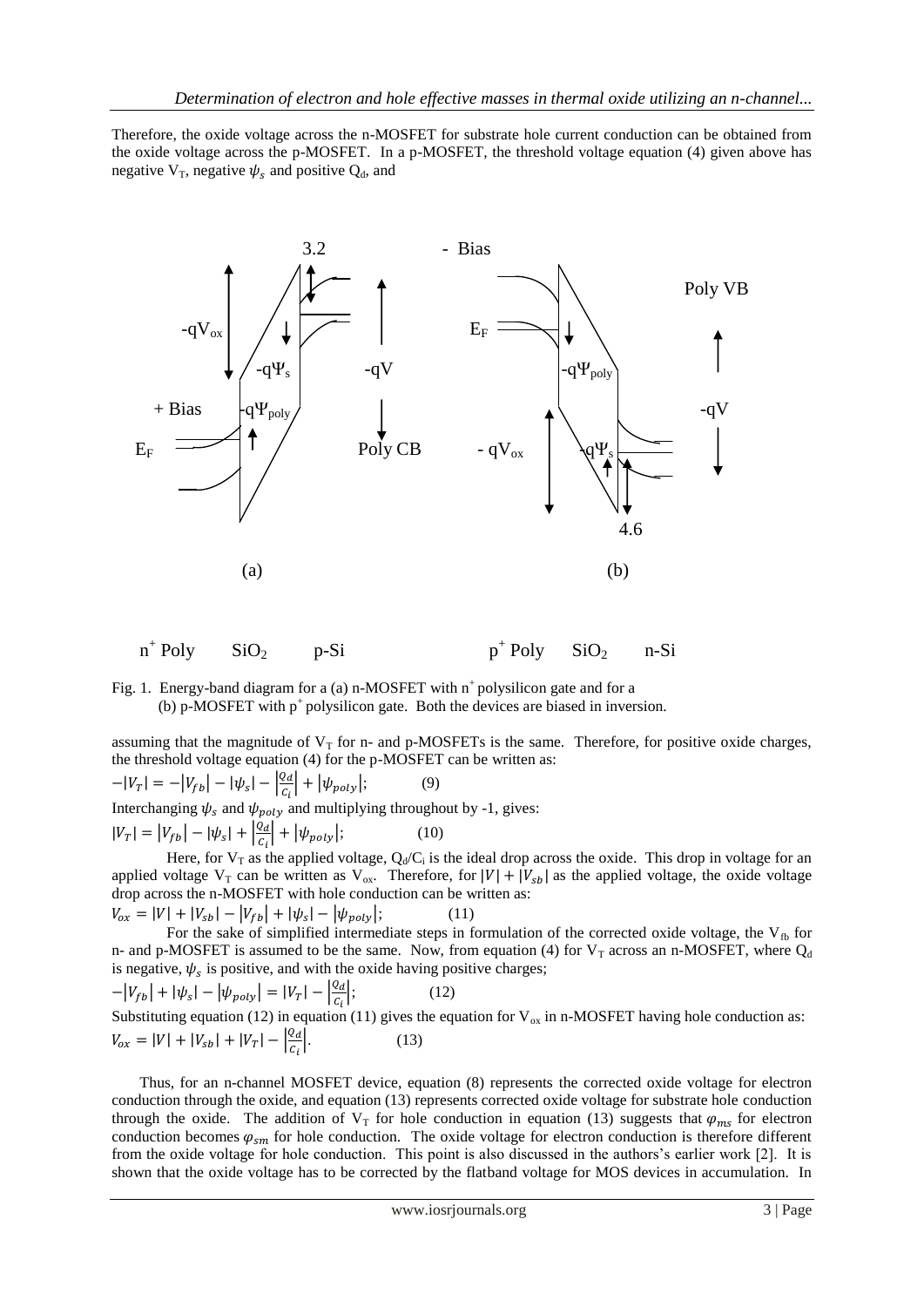Therefore, the oxide voltage across the n-MOSFET for substrate hole current conduction can be obtained from the oxide voltage across the p-MOSFET. In a p-MOSFET, the threshold voltage equation (4) given above has negative $V_T$, negative $\psi_s$ and positive $Q_d$, and

Fig. 1. Energy-band diagram for a (a) n-MOSFET with $n^+$ polysilicon gate and for a (b) p-MOSFET with $p^+$ polysilicon gate. Both the devices are biased in inversion.

assuming that the magnitude of $V_T$ for n- and p-MOSFETs is the same. Therefore, for positive oxide charges, the threshold voltage equation (4) for the p-MOSFET can be written as:

$$-|V_T| = -|V_{fb}| - |\psi_s| - \left|\frac{Q_d}{C_i}\right| + |\psi_{poly}|; \quad (9)$$

Interchanging $\psi_s$ and $\psi_{poly}$ and multiplying throughout by -1, gives:

$$|V_T| = |V_{fb}| - |\psi_s| + \left|\frac{Q_d}{C_i}\right| + |\psi_{poly}|; \quad (10)$$

Here, for $V_T$ as the applied voltage, $Q_d/C_i$ is the ideal drop across the oxide. This drop in voltage for an applied voltage $V_T$ can be written as $V_{ox}$. Therefore, for $|V| + |V_{sb}|$ as the applied voltage, the oxide voltage drop across the n-MOSFET with hole conduction can be written as:

$$V_{ox} = |V| + |V_{sb}| - |V_{fb}| + |\psi_s| - |\psi_{poly}|; \quad (11)$$

For the sake of simplified intermediate steps in formulation of the corrected oxide voltage, the $V_{fb}$ for n- and p-MOSFET is assumed to be the same. Now, from equation (4) for $V_T$ across an n-MOSFET, where $Q_d$ is negative, $\psi_s$ is positive, and with the oxide having positive charges;

$$-|V_{fb}| + |\psi_s| - |\psi_{poly}| = |V_T| - \left|\frac{Q_d}{C_i}\right|; \quad (12)$$

Substituting equation (12) in equation (11) gives the equation for $V_{ox}$ in n-MOSFET having hole conduction as:

$$V_{ox} = |V| + |V_{sb}| + |V_T| - \left|\frac{Q_d}{C_i}\right|. \quad (13)$$

Thus, for an n-channel MOSFET device, equation (8) represents the corrected oxide voltage for electron conduction through the oxide, and equation (13) represents corrected oxide voltage for substrate hole conduction through the oxide. The addition of $V_T$ for hole conduction in equation (13) suggests that $\varphi_{ms}$ for electron conduction becomes $\varphi_{sm}$ for hole conduction. The oxide voltage for electron conduction is therefore different from the oxide voltage for hole conduction. This point is also discussed in the authors's earlier work [2]. It is shown that the oxide voltage has to be corrected by the flatband voltage for MOS devices in accumulation. In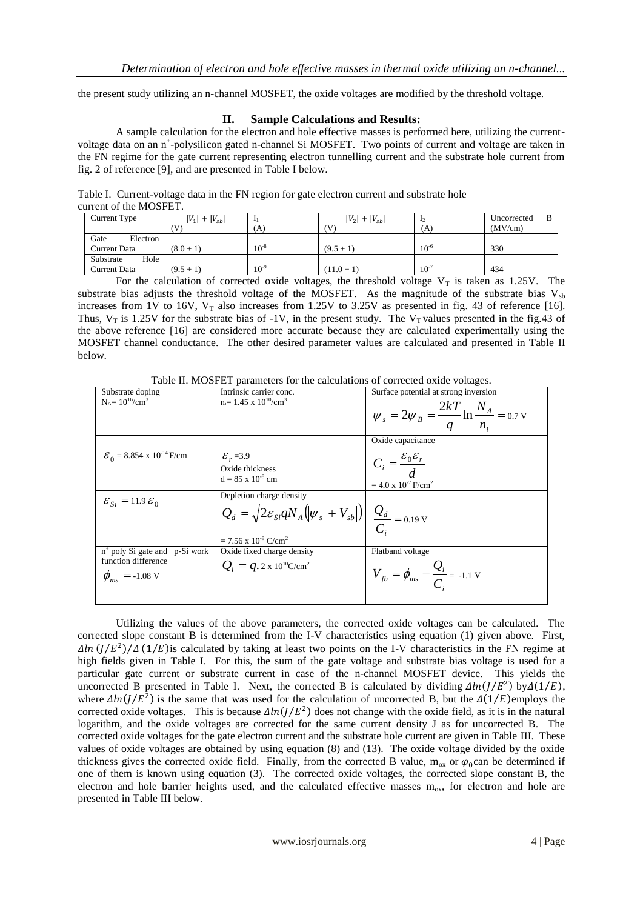the present study utilizing an n-channel MOSFET, the oxide voltages are modified by the threshold voltage.

## II. Sample Calculations and Results:

A sample calculation for the electron and hole effective masses is performed here, utilizing the current-voltage data on an n$^+$-polysilicon gated n-channel Si MOSFET. Two points of current and voltage are taken in the FN regime for the gate current representing electron tunnelling current and the substrate hole current from fig. 2 of reference [9], and are presented in Table I below.

Table I. Current-voltage data in the FN region for gate electron current and substrate hole current of the MOSFET.

| Current Type | $\lvert V_1\rvert + \lvert V_{sb}\rvert$ (V) | $I_1$ (A) | $\lvert V_2\rvert + \lvert V_{sb}\rvert$ (V) | $I_2$ (A) | Uncorrected B (MV/cm) |
|---|---|---|---|---|---|
| Gate Electron Current Data | (8.0 + 1) | $10^{-8}$ | (9.5 + 1) | $10^{-6}$ | 330 |
| Substrate Hole Current Data | (9.5 + 1) | $10^{-9}$ | (11.0 + 1) | $10^{-7}$ | 434 |

For the calculation of corrected oxide voltages, the threshold voltage $V_T$ is taken as 1.25V. The substrate bias adjusts the threshold voltage of the MOSFET. As the magnitude of the substrate bias $V_{sb}$ increases from 1V to 16V, $V_T$ also increases from 1.25V to 3.25V as presented in fig. 43 of reference [16]. Thus, $V_T$ is 1.25V for the substrate bias of -1V, in the present study. The $V_T$ values presented in the fig.43 of the above reference [16] are considered more accurate because they are calculated experimentally using the MOSFET channel conductance. The other desired parameter values are calculated and presented in Table II below.

Table II. MOSFET parameters for the calculations of corrected oxide voltages.

| | | |
|---|---|---|
| Substrate doping $N_A = 10^{16}/\text{cm}^3$ | Intrinsic carrier conc. $n_i = 1.45 \times 10^{10}/\text{cm}^3$ | Surface potential at strong inversion $\psi_s = 2\psi_B = \dfrac{2kT}{q}\ln\dfrac{N_A}{n_i} = 0.7$ V |
| $\varepsilon_0 = 8.854 \times 10^{-14}$ F/cm | $\varepsilon_r = 3.9$ Oxide thickness $d = 85 \times 10^{-8}$ cm | Oxide capacitance $C_i = \dfrac{\varepsilon_0 \varepsilon_r}{d}$ $= 4.0 \times 10^{-7}$ F/cm$^2$ |
| $\varepsilon_{Si} = 11.9\,\varepsilon_0$ | Depletion charge density $Q_d = \sqrt{2\varepsilon_{Si} q N_A \left(\lvert\psi_s\rvert + \lvert V_{sb}\rvert\right)}$ $= 7.56 \times 10^{-8}$ C/cm$^2$ | $\dfrac{Q_d}{C_i} = 0.19$ V |
| n$^+$ poly Si gate and p-Si work function difference $\phi_{ms} = -1.08$ V | Oxide fixed charge density $Q_i = q.\,2 \times 10^{10}$C/cm$^2$ | Flatband voltage $V_{fb} = \phi_{ms} - \dfrac{Q_i}{C_i} = -1.1$ V |

Utilizing the values of the above parameters, the corrected oxide voltages can be calculated. The corrected slope constant B is determined from the I-V characteristics using equation (1) given above. First, $\Delta ln\,(J/E^2)/\Delta\,(1/E)$is calculated by taking at least two points on the I-V characteristics in the FN regime at high fields given in Table I. For this, the sum of the gate voltage and substrate bias voltage is used for a particular gate current or substrate current in case of the n-channel MOSFET device. This yields the uncorrected B presented in Table I. Next, the corrected B is calculated by dividing $\Delta ln(J/E^2)$ by$\Delta(1/E)$, where $\Delta ln(J/E^2)$ is the same that was used for the calculation of uncorrected B, but the $\Delta(1/E)$employs the corrected oxide voltages. This is because $\Delta ln(J/E^2)$ does not change with the oxide field, as it is in the natural logarithm, and the oxide voltages are corrected for the same current density J as for uncorrected B. The corrected oxide voltages for the gate electron current and the substrate hole current are given in Table III. These values of oxide voltages are obtained by using equation (8) and (13). The oxide voltage divided by the oxide thickness gives the corrected oxide field. Finally, from the corrected B value, $m_{ox}$ or $\varphi_0$can be determined if one of them is known using equation (3). The corrected oxide voltages, the corrected slope constant B, the electron and hole barrier heights used, and the calculated effective masses $m_{ox}$, for electron and hole are presented in Table III below.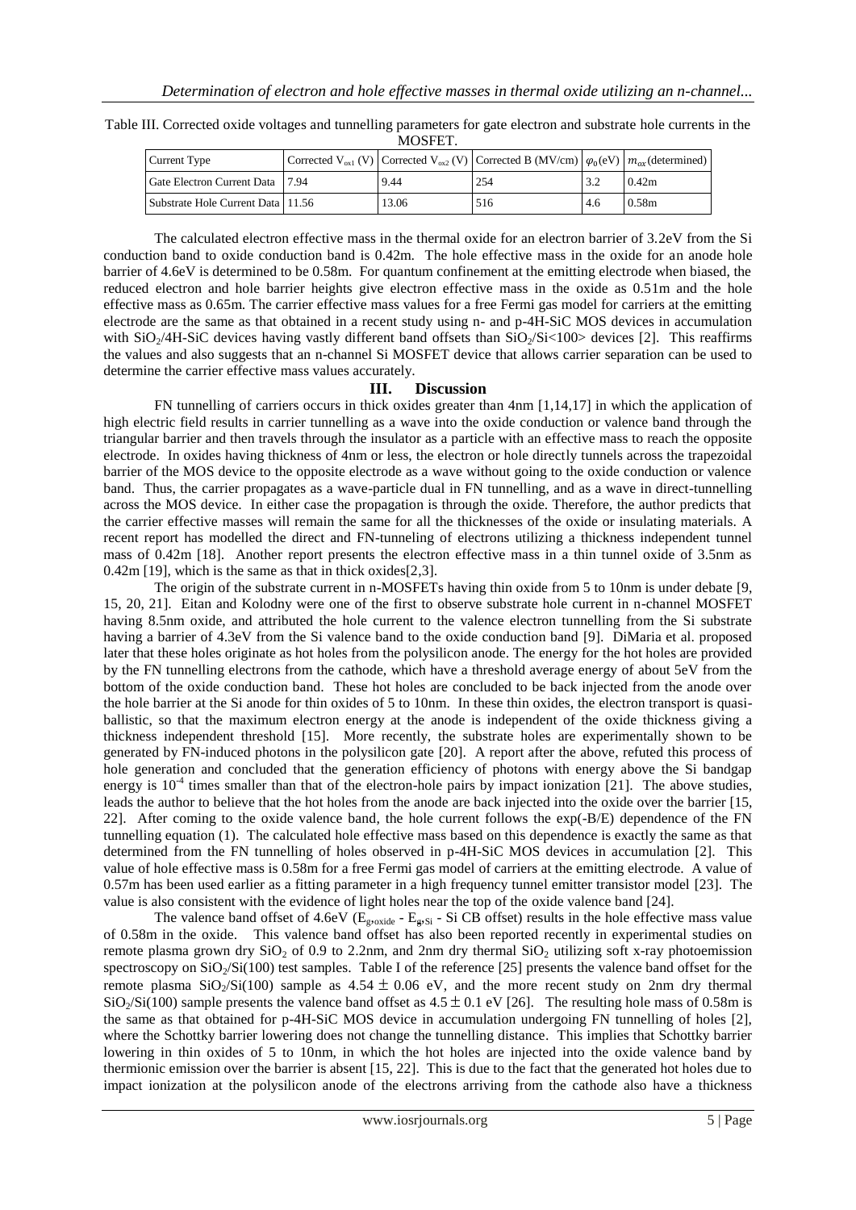Table III. Corrected oxide voltages and tunnelling parameters for gate electron and substrate hole currents in the MOSFET.

| Current Type | Corrected $V_{ox1}$ (V) | Corrected $V_{ox2}$ (V) | Corrected B (MV/cm) | $\varphi_0$(eV) | $m_{ox}$(determined) |
|---|---|---|---|---|---|
| Gate Electron Current Data | 7.94 | 9.44 | 254 | 3.2 | 0.42m |
| Substrate Hole Current Data | 11.56 | 13.06 | 516 | 4.6 | 0.58m |

The calculated electron effective mass in the thermal oxide for an electron barrier of 3.2eV from the Si conduction band to oxide conduction band is 0.42m. The hole effective mass in the oxide for an anode hole barrier of 4.6eV is determined to be 0.58m. For quantum confinement at the emitting electrode when biased, the reduced electron and hole barrier heights give electron effective mass in the oxide as 0.51m and the hole effective mass as 0.65m. The carrier effective mass values for a free Fermi gas model for carriers at the emitting electrode are the same as that obtained in a recent study using n- and p-4H-SiC MOS devices in accumulation with $SiO_2$/4H-SiC devices having vastly different band offsets than $SiO_2$/Si<100> devices [2]. This reaffirms the values and also suggests that an n-channel Si MOSFET device that allows carrier separation can be used to determine the carrier effective mass values accurately.

## III. Discussion

FN tunnelling of carriers occurs in thick oxides greater than 4nm [1,14,17] in which the application of high electric field results in carrier tunnelling as a wave into the oxide conduction or valence band through the triangular barrier and then travels through the insulator as a particle with an effective mass to reach the opposite electrode. In oxides having thickness of 4nm or less, the electron or hole directly tunnels across the trapezoidal barrier of the MOS device to the opposite electrode as a wave without going to the oxide conduction or valence band. Thus, the carrier propagates as a wave-particle dual in FN tunnelling, and as a wave in direct-tunnelling across the MOS device. In either case the propagation is through the oxide. Therefore, the author predicts that the carrier effective masses will remain the same for all the thicknesses of the oxide or insulating materials. A recent report has modelled the direct and FN-tunneling of electrons utilizing a thickness independent tunnel mass of 0.42m [18]. Another report presents the electron effective mass in a thin tunnel oxide of 3.5nm as 0.42m [19], which is the same as that in thick oxides[2,3].

The origin of the substrate current in n-MOSFETs having thin oxide from 5 to 10nm is under debate [9, 15, 20, 21]. Eitan and Kolodny were one of the first to observe substrate hole current in n-channel MOSFET having 8.5nm oxide, and attributed the hole current to the valence electron tunnelling from the Si substrate having a barrier of 4.3eV from the Si valence band to the oxide conduction band [9]. DiMaria et al. proposed later that these holes originate as hot holes from the polysilicon anode. The energy for the hot holes are provided by the FN tunnelling electrons from the cathode, which have a threshold average energy of about 5eV from the bottom of the oxide conduction band. These hot holes are concluded to be back injected from the anode over the hole barrier at the Si anode for thin oxides of 5 to 10nm. In these thin oxides, the electron transport is quasi-ballistic, so that the maximum electron energy at the anode is independent of the oxide thickness giving a thickness independent threshold [15]. More recently, the substrate holes are experimentally shown to be generated by FN-induced photons in the polysilicon gate [20]. A report after the above, refuted this process of hole generation and concluded that the generation efficiency of photons with energy above the Si bandgap energy is $10^{-4}$ times smaller than that of the electron-hole pairs by impact ionization [21]. The above studies, leads the author to believe that the hot holes from the anode are back injected into the oxide over the barrier [15, 22]. After coming to the oxide valence band, the hole current follows the exp(-B/E) dependence of the FN tunnelling equation (1). The calculated hole effective mass based on this dependence is exactly the same as that determined from the FN tunnelling of holes observed in p-4H-SiC MOS devices in accumulation [2]. This value of hole effective mass is 0.58m for a free Fermi gas model of carriers at the emitting electrode. A value of 0.57m has been used earlier as a fitting parameter in a high frequency tunnel emitter transistor model [23]. The value is also consistent with the evidence of light holes near the top of the oxide valence band [24].

The valence band offset of 4.6eV ($E_{g,oxide}$ - $E_{g,Si}$ - Si CB offset) results in the hole effective mass value of 0.58m in the oxide. This valence band offset has also been reported recently in experimental studies on remote plasma grown dry $SiO_2$ of 0.9 to 2.2nm, and 2nm dry thermal $SiO_2$ utilizing soft x-ray photoemission spectroscopy on $SiO_2$/Si(100) test samples. Table I of the reference [25] presents the valence band offset for the remote plasma $SiO_2$/Si(100) sample as $4.54 \pm 0.06$ eV, and the more recent study on 2nm dry thermal $SiO_2$/Si(100) sample presents the valence band offset as $4.5 \pm 0.1$ eV [26]. The resulting hole mass of 0.58m is the same as that obtained for p-4H-SiC MOS device in accumulation undergoing FN tunnelling of holes [2], where the Schottky barrier lowering does not change the tunnelling distance. This implies that Schottky barrier lowering in thin oxides of 5 to 10nm, in which the hot holes are injected into the oxide valence band by thermionic emission over the barrier is absent [15, 22]. This is due to the fact that the generated hot holes due to impact ionization at the polysilicon anode of the electrons arriving from the cathode also have a thickness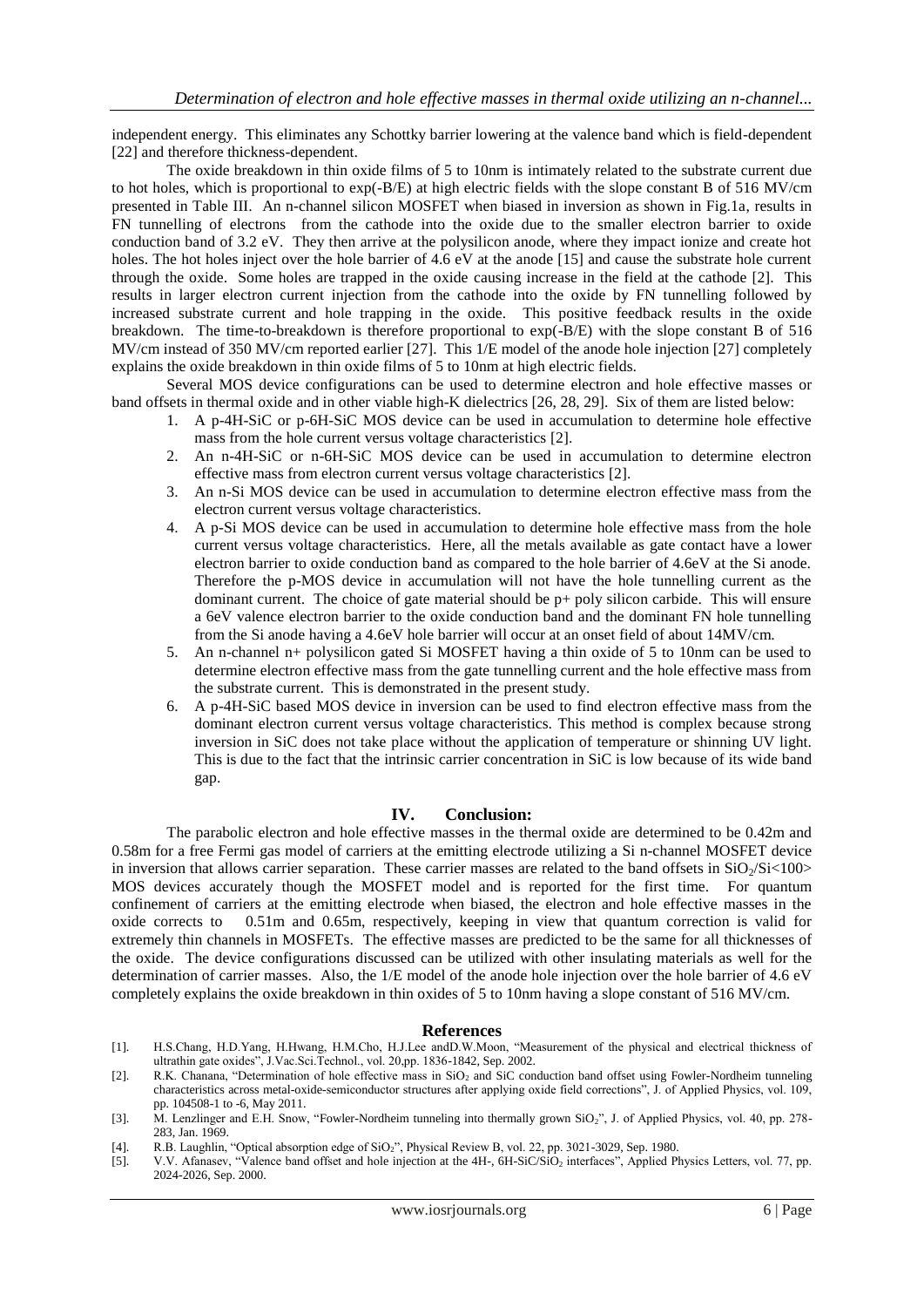independent energy. This eliminates any Schottky barrier lowering at the valence band which is field-dependent [22] and therefore thickness-dependent.

The oxide breakdown in thin oxide films of 5 to 10nm is intimately related to the substrate current due to hot holes, which is proportional to exp(-B/E) at high electric fields with the slope constant B of 516 MV/cm presented in Table III. An n-channel silicon MOSFET when biased in inversion as shown in Fig.1a, results in FN tunnelling of electrons from the cathode into the oxide due to the smaller electron barrier to oxide conduction band of 3.2 eV. They then arrive at the polysilicon anode, where they impact ionize and create hot holes. The hot holes inject over the hole barrier of 4.6 eV at the anode [15] and cause the substrate hole current through the oxide. Some holes are trapped in the oxide causing increase in the field at the cathode [2]. This results in larger electron current injection from the cathode into the oxide by FN tunnelling followed by increased substrate current and hole trapping in the oxide. This positive feedback results in the oxide breakdown. The time-to-breakdown is therefore proportional to exp(-B/E) with the slope constant B of 516 MV/cm instead of 350 MV/cm reported earlier [27]. This 1/E model of the anode hole injection [27] completely explains the oxide breakdown in thin oxide films of 5 to 10nm at high electric fields.

Several MOS device configurations can be used to determine electron and hole effective masses or band offsets in thermal oxide and in other viable high-K dielectrics [26, 28, 29]. Six of them are listed below:

1. A p-4H-SiC or p-6H-SiC MOS device can be used in accumulation to determine hole effective mass from the hole current versus voltage characteristics [2].
2. An n-4H-SiC or n-6H-SiC MOS device can be used in accumulation to determine electron effective mass from electron current versus voltage characteristics [2].
3. An n-Si MOS device can be used in accumulation to determine electron effective mass from the electron current versus voltage characteristics.
4. A p-Si MOS device can be used in accumulation to determine hole effective mass from the hole current versus voltage characteristics. Here, all the metals available as gate contact have a lower electron barrier to oxide conduction band as compared to the hole barrier of 4.6eV at the Si anode. Therefore the p-MOS device in accumulation will not have the hole tunnelling current as the dominant current. The choice of gate material should be p+ poly silicon carbide. This will ensure a 6eV valence electron barrier to the oxide conduction band and the dominant FN hole tunnelling from the Si anode having a 4.6eV hole barrier will occur at an onset field of about 14MV/cm.
5. An n-channel n+ polysilicon gated Si MOSFET having a thin oxide of 5 to 10nm can be used to determine electron effective mass from the gate tunnelling current and the hole effective mass from the substrate current. This is demonstrated in the present study.
6. A p-4H-SiC based MOS device in inversion can be used to find electron effective mass from the dominant electron current versus voltage characteristics. This method is complex because strong inversion in SiC does not take place without the application of temperature or shinning UV light. This is due to the fact that the intrinsic carrier concentration in SiC is low because of its wide band gap.

## IV. Conclusion:

The parabolic electron and hole effective masses in the thermal oxide are determined to be 0.42m and 0.58m for a free Fermi gas model of carriers at the emitting electrode utilizing a Si n-channel MOSFET device in inversion that allows carrier separation. These carrier masses are related to the band offsets in $SiO_2$/Si<100> MOS devices accurately though the MOSFET model and is reported for the first time. For quantum confinement of carriers at the emitting electrode when biased, the electron and hole effective masses in the oxide corrects to 0.51m and 0.65m, respectively, keeping in view that quantum correction is valid for extremely thin channels in MOSFETs. The effective masses are predicted to be the same for all thicknesses of the oxide. The device configurations discussed can be utilized with other insulating materials as well for the determination of carrier masses. Also, the 1/E model of the anode hole injection over the hole barrier of 4.6 eV completely explains the oxide breakdown in thin oxides of 5 to 10nm having a slope constant of 516 MV/cm.

## References

[1]. H.S.Chang, H.D.Yang, H.Hwang, H.M.Cho, H.J.Lee andD.W.Moon, "Measurement of the physical and electrical thickness of ultrathin gate oxides", J.Vac.Sci.Technol., vol. 20,pp. 1836-1842, Sep. 2002.

[2]. R.K. Chanana, "Determination of hole effective mass in $SiO_2$ and SiC conduction band offset using Fowler-Nordheim tunneling characteristics across metal-oxide-semiconductor structures after applying oxide field corrections", J. of Applied Physics, vol. 109, pp. 104508-1 to -6, May 2011.

[3]. M. Lenzlinger and E.H. Snow, "Fowler-Nordheim tunneling into thermally grown $SiO_2$", J. of Applied Physics, vol. 40, pp. 278-283, Jan. 1969.

[4]. R.B. Laughlin, "Optical absorption edge of $SiO_2$", Physical Review B, vol. 22, pp. 3021-3029, Sep. 1980.

[5]. V.V. Afanasev, "Valence band offset and hole injection at the 4H-, 6H-SiC/$SiO_2$ interfaces", Applied Physics Letters, vol. 77, pp. 2024-2026, Sep. 2000.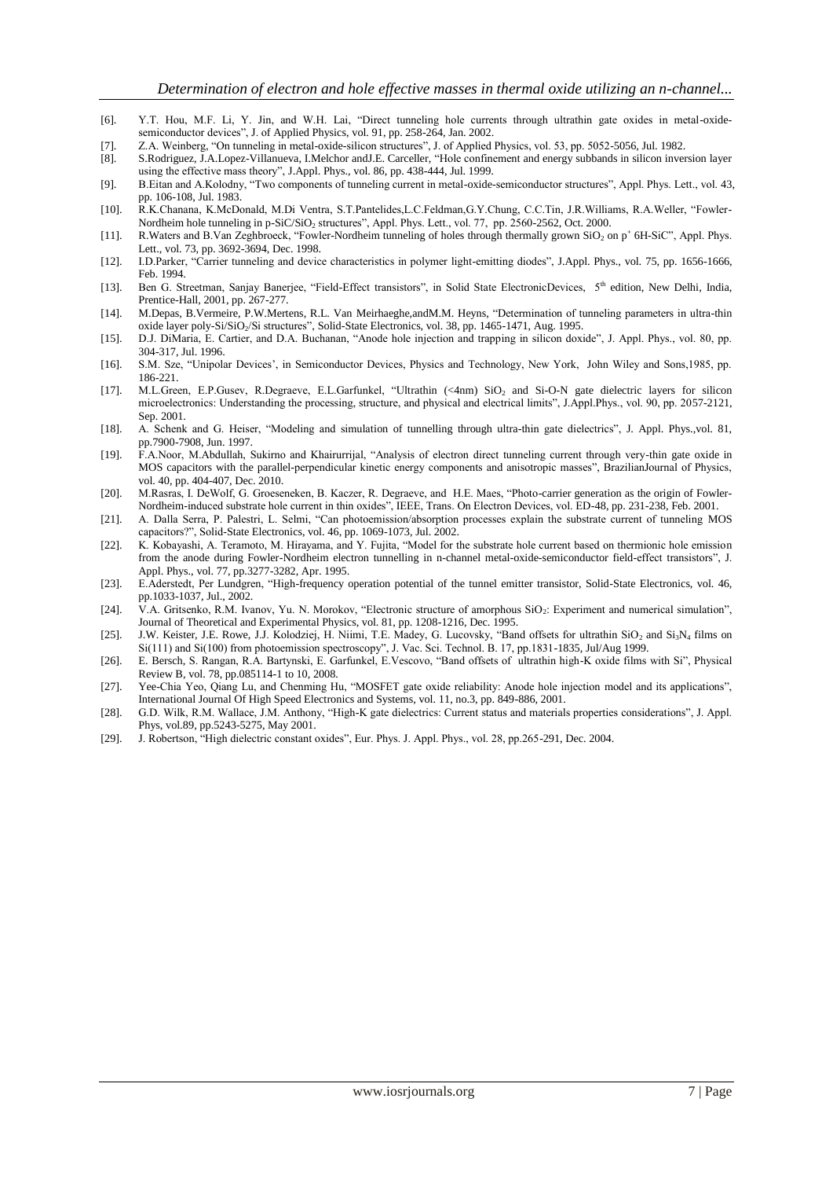[6]. Y.T. Hou, M.F. Li, Y. Jin, and W.H. Lai, "Direct tunneling hole currents through ultrathin gate oxides in metal-oxide-semiconductor devices", J. of Applied Physics, vol. 91, pp. 258-264, Jan. 2002.

[7]. Z.A. Weinberg, "On tunneling in metal-oxide-silicon structures", J. of Applied Physics, vol. 53, pp. 5052-5056, Jul. 1982.

[8]. S.Rodriguez, J.A.Lopez-Villanueva, I.Melchor andJ.E. Carceller, "Hole confinement and energy subbands in silicon inversion layer using the effective mass theory", J.Appl. Phys., vol. 86, pp. 438-444, Jul. 1999.

[9]. B.Eitan and A.Kolodny, "Two components of tunneling current in metal-oxide-semiconductor structures", Appl. Phys. Lett., vol. 43, pp. 106-108, Jul. 1983.

[10]. R.K.Chanana, K.McDonald, M.Di Ventra, S.T.Pantelides,L.C.Feldman,G.Y.Chung, C.C.Tin, J.R.Williams, R.A.Weller, "Fowler-Nordheim hole tunneling in p-SiC/$SiO_2$ structures", Appl. Phys. Lett., vol. 77, pp. 2560-2562, Oct. 2000.

[11]. R.Waters and B.Van Zeghbroeck, "Fowler-Nordheim tunneling of holes through thermally grown $SiO_2$ on $p^+$ 6H-SiC", Appl. Phys. Lett., vol. 73, pp. 3692-3694, Dec. 1998.

[12]. I.D.Parker, "Carrier tunneling and device characteristics in polymer light-emitting diodes", J.Appl. Phys., vol. 75, pp. 1656-1666, Feb. 1994.

[13]. Ben G. Streetman, Sanjay Banerjee, "Field-Effect transistors", in Solid State ElectronicDevices, 5th edition, New Delhi, India, Prentice-Hall, 2001, pp. 267-277.

[14]. M.Depas, B.Vermeire, P.W.Mertens, R.L. Van Meirhaeghe,andM.M. Heyns, "Determination of tunneling parameters in ultra-thin oxide layer poly-Si/$SiO_2$/Si structures", Solid-State Electronics, vol. 38, pp. 1465-1471, Aug. 1995.

[15]. D.J. DiMaria, E. Cartier, and D.A. Buchanan, "Anode hole injection and trapping in silicon doxide", J. Appl. Phys., vol. 80, pp. 304-317, Jul. 1996.

[16]. S.M. Sze, "Unipolar Devices', in Semiconductor Devices, Physics and Technology, New York, John Wiley and Sons,1985, pp. 186-221.

[17]. M.L.Green, E.P.Gusev, R.Degraeve, E.L.Garfunkel, "Ultrathin (<4nm) $SiO_2$ and Si-O-N gate dielectric layers for silicon microelectronics: Understanding the processing, structure, and physical and electrical limits", J.Appl.Phys., vol. 90, pp. 2057-2121, Sep. 2001.

[18]. A. Schenk and G. Heiser, "Modeling and simulation of tunnelling through ultra-thin gate dielectrics", J. Appl. Phys.,vol. 81, pp.7900-7908, Jun. 1997.

[19]. F.A.Noor, M.Abdullah, Sukirno and Khairurrijal, "Analysis of electron direct tunneling current through very-thin gate oxide in MOS capacitors with the parallel-perpendicular kinetic energy components and anisotropic masses", BrazilianJournal of Physics, vol. 40, pp. 404-407, Dec. 2010.

[20]. M.Rasras, I. DeWolf, G. Groeseneken, B. Kaczer, R. Degraeve, and H.E. Maes, "Photo-carrier generation as the origin of Fowler-Nordheim-induced substrate hole current in thin oxides", IEEE, Trans. On Electron Devices, vol. ED-48, pp. 231-238, Feb. 2001.

[21]. A. Dalla Serra, P. Palestri, L. Selmi, "Can photoemission/absorption processes explain the substrate current of tunneling MOS capacitors?", Solid-State Electronics, vol. 46, pp. 1069-1073, Jul. 2002.

[22]. K. Kobayashi, A. Teramoto, M. Hirayama, and Y. Fujita, "Model for the substrate hole current based on thermionic hole emission from the anode during Fowler-Nordheim electron tunnelling in n-channel metal-oxide-semiconductor field-effect transistors", J. Appl. Phys., vol. 77, pp.3277-3282, Apr. 1995.

[23]. E.Aderstedt, Per Lundgren, "High-frequency operation potential of the tunnel emitter transistor, Solid-State Electronics, vol. 46, pp.1033-1037, Jul., 2002.

[24]. V.A. Gritsenko, R.M. Ivanov, Yu. N. Morokov, "Electronic structure of amorphous $SiO_2$: Experiment and numerical simulation", Journal of Theoretical and Experimental Physics, vol. 81, pp. 1208-1216, Dec. 1995.

[25]. J.W. Keister, J.E. Rowe, J.J. Kolodziej, H. Niimi, T.E. Madey, G. Lucovsky, "Band offsets for ultrathin $SiO_2$ and $Si_3N_4$ films on Si(111) and Si(100) from photoemission spectroscopy", J. Vac. Sci. Technol. B. 17, pp.1831-1835, Jul/Aug 1999.

[26]. E. Bersch, S. Rangan, R.A. Bartynski, E. Garfunkel, E.Vescovo, "Band offsets of ultrathin high-K oxide films with Si", Physical Review B, vol. 78, pp.085114-1 to 10, 2008.

[27]. Yee-Chia Yeo, Qiang Lu, and Chenming Hu, "MOSFET gate oxide reliability: Anode hole injection model and its applications", International Journal Of High Speed Electronics and Systems, vol. 11, no.3, pp. 849-886, 2001.

[28]. G.D. Wilk, R.M. Wallace, J.M. Anthony, "High-K gate dielectrics: Current status and materials properties considerations", J. Appl. Phys, vol.89, pp.5243-5275, May 2001.

[29]. J. Robertson, "High dielectric constant oxides", Eur. Phys. J. Appl. Phys., vol. 28, pp.265-291, Dec. 2004.